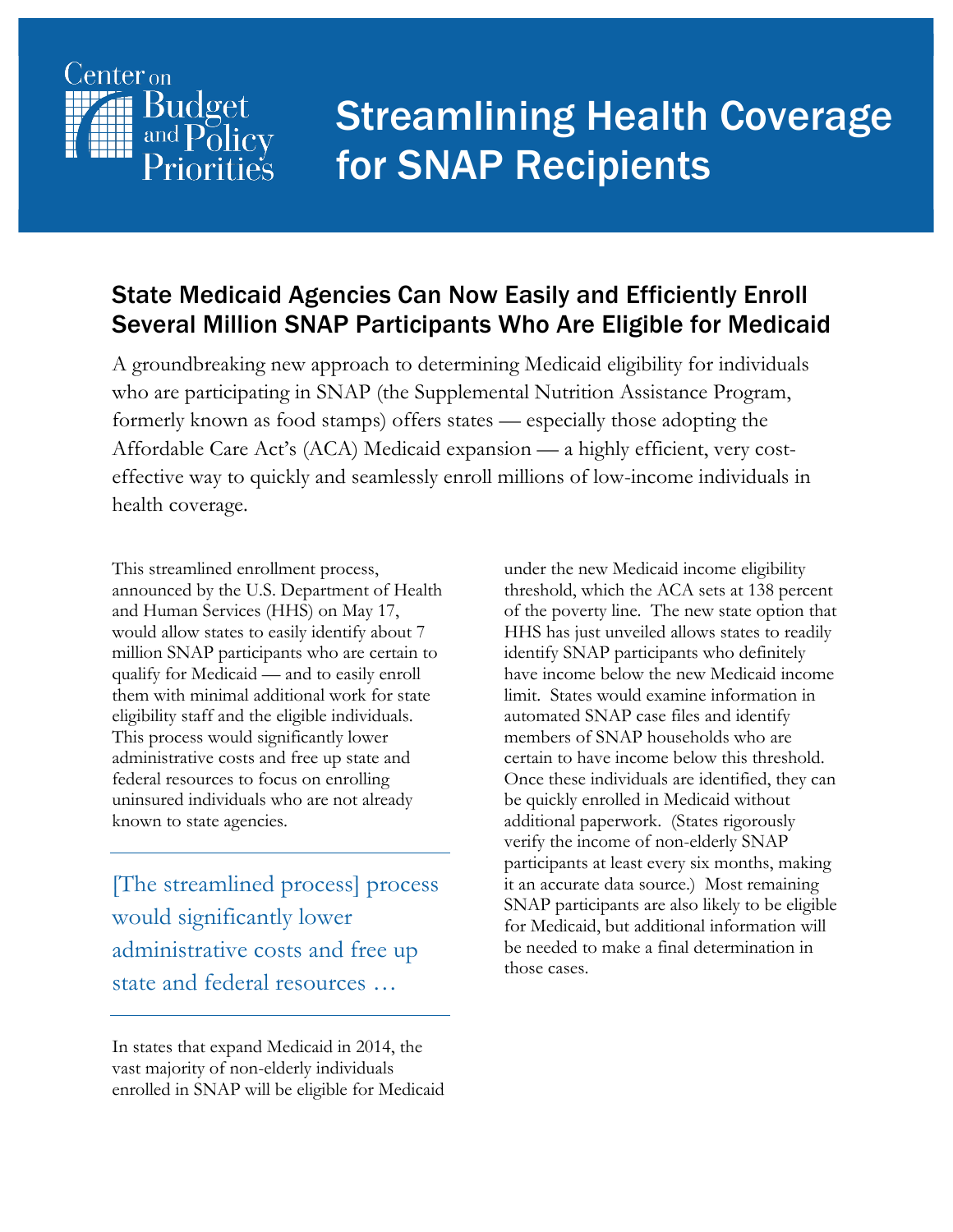Center on Budget and Policy Priorities

# Streamlining Health Coverage for SNAP Recipients

## State Medicaid Agencies Can Now Easily and Efficiently Enroll Several Million SNAP Participants Who Are Eligible for Medicaid

A groundbreaking new approach to determining Medicaid eligibility for individuals who are participating in SNAP (the Supplemental Nutrition Assistance Program, formerly known as food stamps) offers states — especially those adopting the Affordable Care Act's (ACA) Medicaid expansion — a highly efficient, very cost-effective way to quickly and seamlessly enroll millions of low-income individuals in health coverage.

This streamlined enrollment process, announced by the U.S. Department of Health and Human Services (HHS) on May 17, would allow states to easily identify about 7 million SNAP participants who are certain to qualify for Medicaid — and to easily enroll them with minimal additional work for state eligibility staff and the eligible individuals. This process would significantly lower administrative costs and free up state and federal resources to focus on enrolling uninsured individuals who are not already known to state agencies.

> [The streamlined process] process would significantly lower administrative costs and free up state and federal resources …

In states that expand Medicaid in 2014, the vast majority of non-elderly individuals enrolled in SNAP will be eligible for Medicaid under the new Medicaid income eligibility threshold, which the ACA sets at 138 percent of the poverty line. The new state option that HHS has just unveiled allows states to readily identify SNAP participants who definitely have income below the new Medicaid income limit. States would examine information in automated SNAP case files and identify members of SNAP households who are certain to have income below this threshold. Once these individuals are identified, they can be quickly enrolled in Medicaid without additional paperwork. (States rigorously verify the income of non-elderly SNAP participants at least every six months, making it an accurate data source.) Most remaining SNAP participants are also likely to be eligible for Medicaid, but additional information will be needed to make a final determination in those cases.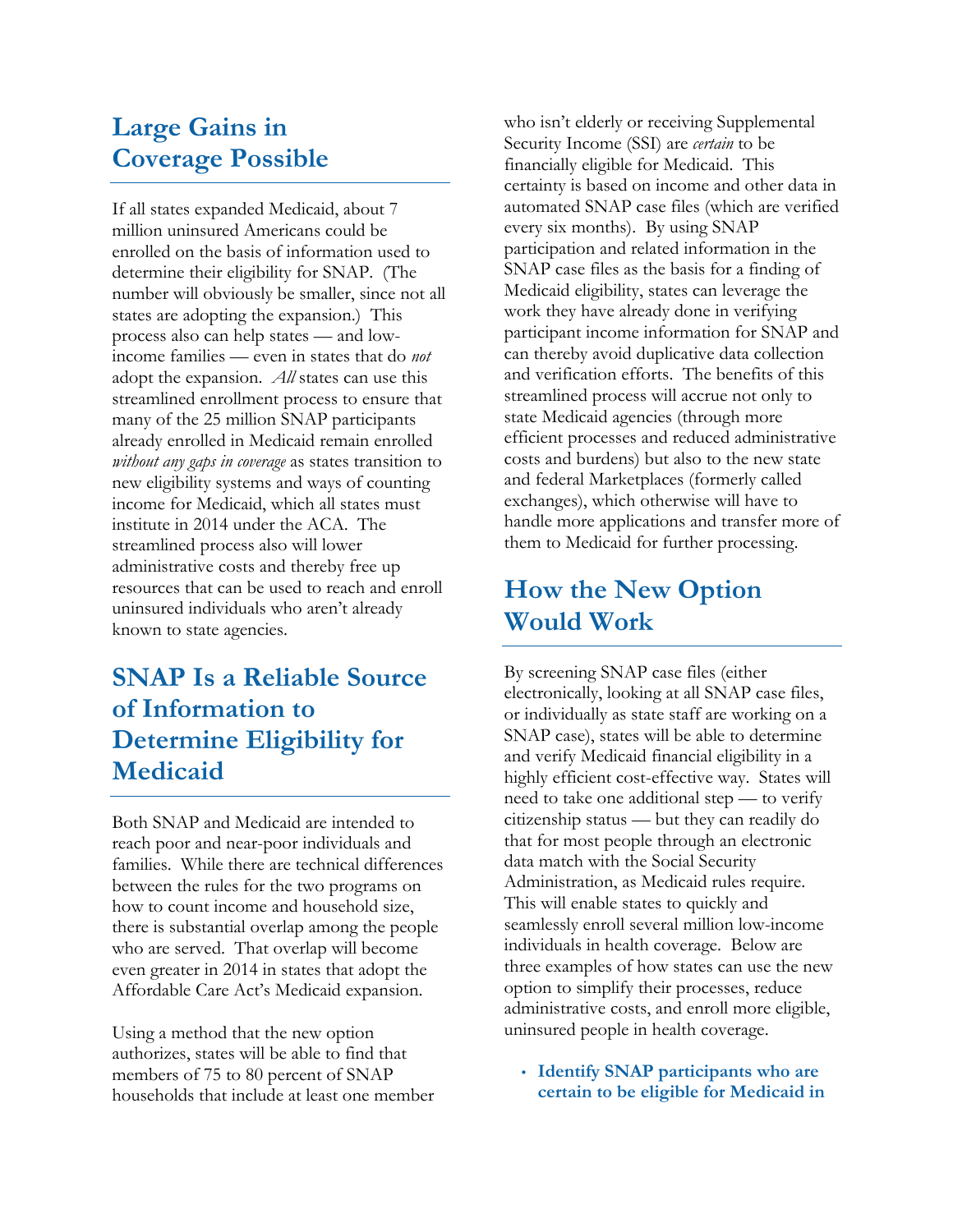## Large Gains in Coverage Possible

If all states expanded Medicaid, about 7 million uninsured Americans could be enrolled on the basis of information used to determine their eligibility for SNAP. (The number will obviously be smaller, since not all states are adopting the expansion.) This process also can help states — and low-income families — even in states that do *not* adopt the expansion. *All* states can use this streamlined enrollment process to ensure that many of the 25 million SNAP participants already enrolled in Medicaid remain enrolled *without any gaps in coverage* as states transition to new eligibility systems and ways of counting income for Medicaid, which all states must institute in 2014 under the ACA. The streamlined process also will lower administrative costs and thereby free up resources that can be used to reach and enroll uninsured individuals who aren't already known to state agencies.

## SNAP Is a Reliable Source of Information to Determine Eligibility for Medicaid

Both SNAP and Medicaid are intended to reach poor and near-poor individuals and families. While there are technical differences between the rules for the two programs on how to count income and household size, there is substantial overlap among the people who are served. That overlap will become even greater in 2014 in states that adopt the Affordable Care Act's Medicaid expansion.

Using a method that the new option authorizes, states will be able to find that members of 75 to 80 percent of SNAP households that include at least one member who isn't elderly or receiving Supplemental Security Income (SSI) are *certain* to be financially eligible for Medicaid. This certainty is based on income and other data in automated SNAP case files (which are verified every six months). By using SNAP participation and related information in the SNAP case files as the basis for a finding of Medicaid eligibility, states can leverage the work they have already done in verifying participant income information for SNAP and can thereby avoid duplicative data collection and verification efforts. The benefits of this streamlined process will accrue not only to state Medicaid agencies (through more efficient processes and reduced administrative costs and burdens) but also to the new state and federal Marketplaces (formerly called exchanges), which otherwise will have to handle more applications and transfer more of them to Medicaid for further processing.

## How the New Option Would Work

By screening SNAP case files (either electronically, looking at all SNAP case files, or individually as state staff are working on a SNAP case), states will be able to determine and verify Medicaid financial eligibility in a highly efficient cost-effective way. States will need to take one additional step — to verify citizenship status — but they can readily do that for most people through an electronic data match with the Social Security Administration, as Medicaid rules require. This will enable states to quickly and seamlessly enroll several million low-income individuals in health coverage. Below are three examples of how states can use the new option to simplify their processes, reduce administrative costs, and enroll more eligible, uninsured people in health coverage.

- **Identify SNAP participants who are certain to be eligible for Medicaid in**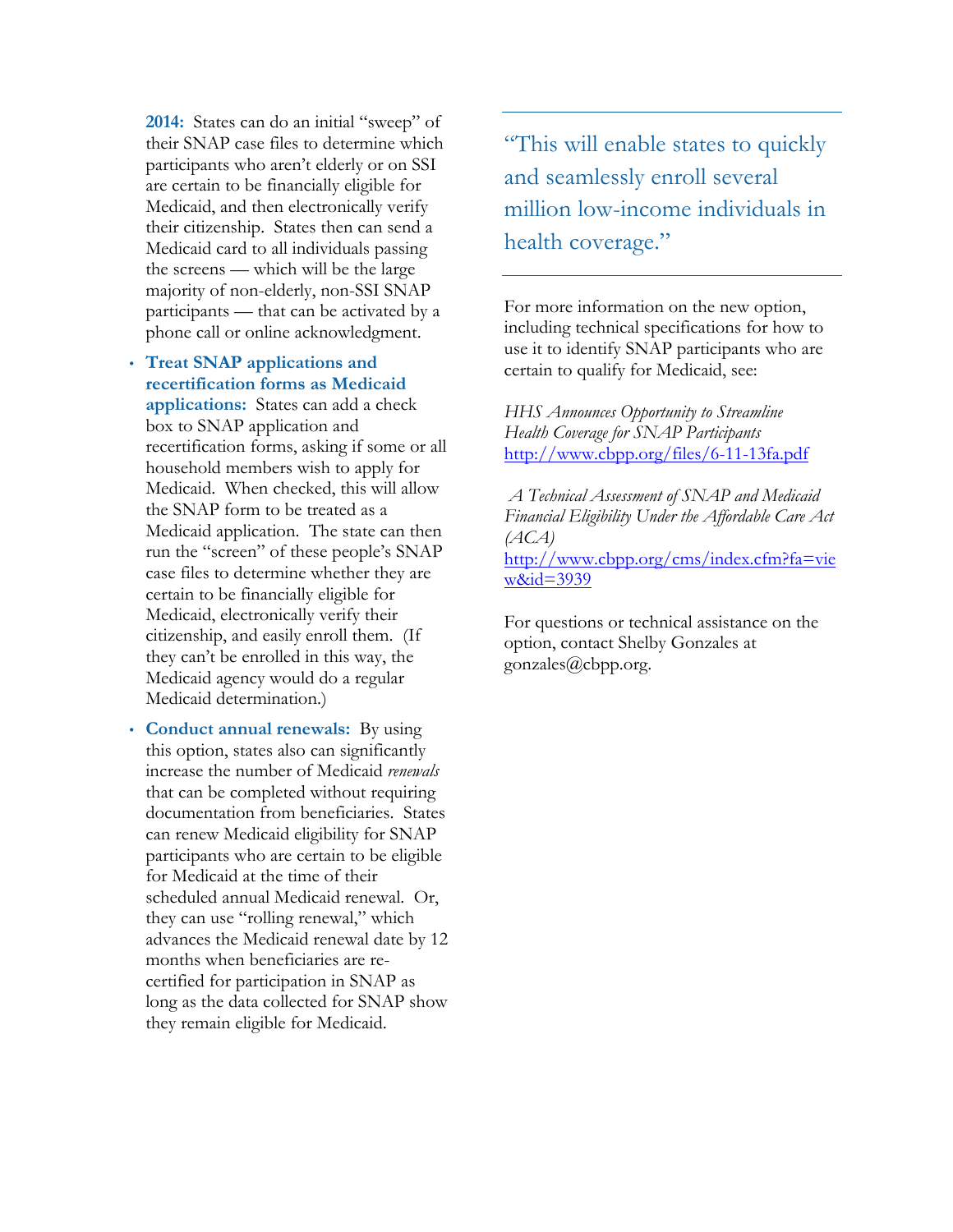**2014:** States can do an initial "sweep" of their SNAP case files to determine which participants who aren't elderly or on SSI are certain to be financially eligible for Medicaid, and then electronically verify their citizenship. States then can send a Medicaid card to all individuals passing the screens — which will be the large majority of non-elderly, non-SSI SNAP participants — that can be activated by a phone call or online acknowledgment.

- **Treat SNAP applications and recertification forms as Medicaid applications:** States can add a check box to SNAP application and recertification forms, asking if some or all household members wish to apply for Medicaid. When checked, this will allow the SNAP form to be treated as a Medicaid application. The state can then run the "screen" of these people's SNAP case files to determine whether they are certain to be financially eligible for Medicaid, electronically verify their citizenship, and easily enroll them. (If they can't be enrolled in this way, the Medicaid agency would do a regular Medicaid determination.)
- **Conduct annual renewals:** By using this option, states also can significantly increase the number of Medicaid *renewals* that can be completed without requiring documentation from beneficiaries. States can renew Medicaid eligibility for SNAP participants who are certain to be eligible for Medicaid at the time of their scheduled annual Medicaid renewal. Or, they can use "rolling renewal," which advances the Medicaid renewal date by 12 months when beneficiaries are re-certified for participation in SNAP as long as the data collected for SNAP show they remain eligible for Medicaid.

"This will enable states to quickly and seamlessly enroll several million low-income individuals in health coverage."

For more information on the new option, including technical specifications for how to use it to identify SNAP participants who are certain to qualify for Medicaid, see:

*HHS Announces Opportunity to Streamline Health Coverage for SNAP Participants*
http://www.cbpp.org/files/6-11-13fa.pdf

*A Technical Assessment of SNAP and Medicaid Financial Eligibility Under the Affordable Care Act (ACA)*
http://www.cbpp.org/cms/index.cfm?fa=view&id=3939

For questions or technical assistance on the option, contact Shelby Gonzales at gonzales@cbpp.org.